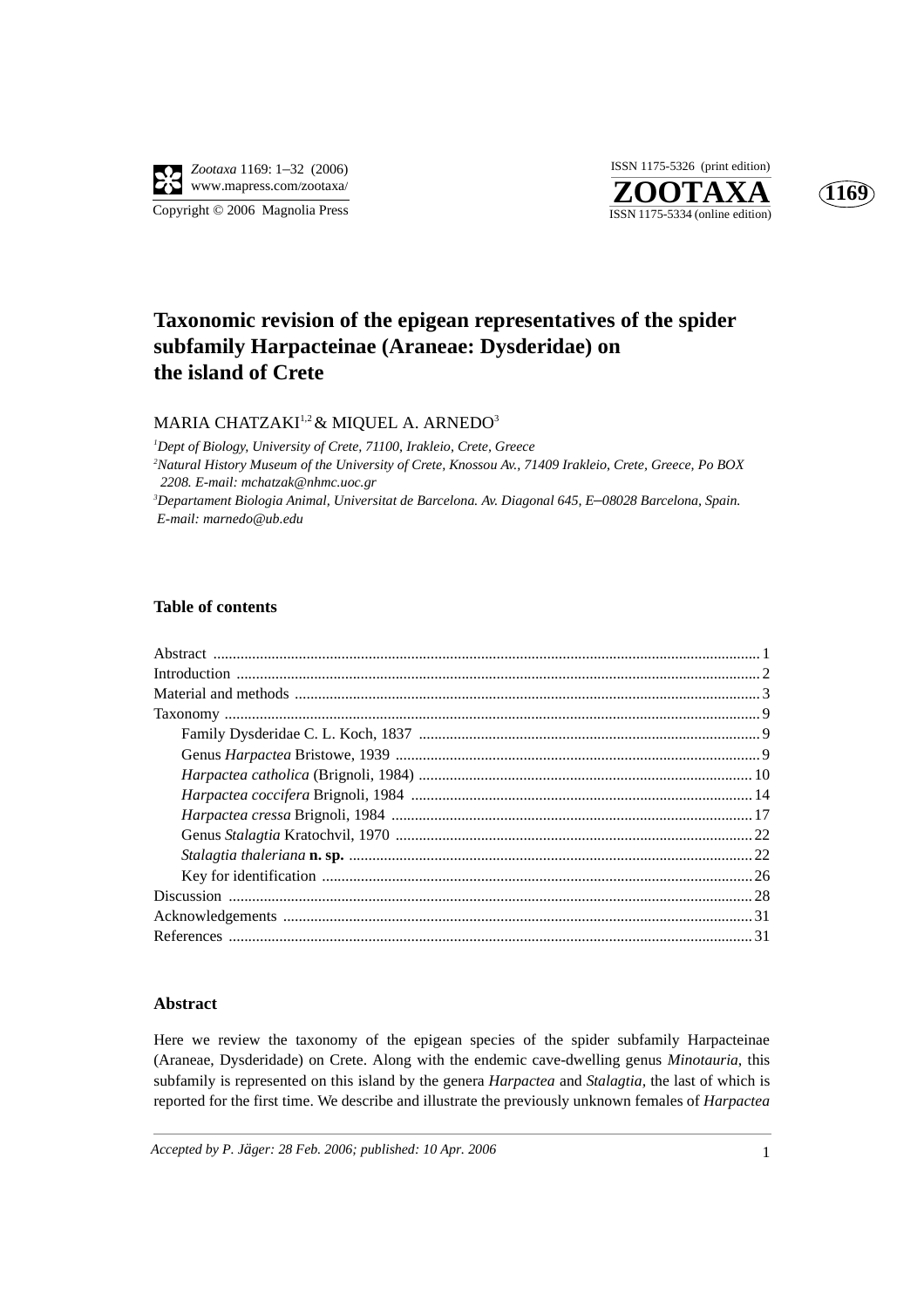# Taxonomic revision of the epigean representatives of the spider subfamily Harpacteinae (Araneae: Dysderidae) on the island of Crete

MARIA CHATZAKI[1,2] & MIQUEL A. ARNEDO[3]

[1]*Dept of Biology, University of Crete, 71100, Irakleio, Crete, Greece*

[2]*Natural History Museum of the University of Crete, Knossou Av., 71409 Irakleio, Crete, Greece, Po BOX 2208. E-mail: mchatzak@nhmc.uoc.gr*

[3]*Departament Biologia Animal, Universitat de Barcelona. Av. Diagonal 645, E–08028 Barcelona, Spain. E-mail: marnedo@ub.edu*

## Table of contents

- Abstract ... 1
- Introduction ... 2
- Material and methods ... 3
- Taxonomy ... 9
  - Family Dysderidae C. L. Koch, 1837 ... 9
  - Genus *Harpactea* Bristowe, 1939 ... 9
  - *Harpactea catholica* (Brignoli, 1984) ... 10
  - *Harpactea coccifera* Brignoli, 1984 ... 14
  - *Harpactea cressa* Brignoli, 1984 ... 17
  - Genus *Stalagtia* Kratochvil, 1970 ... 22
  - *Stalagtia thaleriana* **n. sp.** ... 22
  - Key for identification ... 26
- Discussion ... 28
- Acknowledgements ... 31
- References ... 31

## Abstract

Here we review the taxonomy of the epigean species of the spider subfamily Harpacteinae (Araneae, Dysderidade) on Crete. Along with the endemic cave-dwelling genus *Minotauria*, this subfamily is represented on this island by the genera *Harpactea* and *Stalagtia*, the last of which is reported for the first time. We describe and illustrate the previously unknown females of *Harpactea*

*Accepted by P. Jäger: 28 Feb. 2006; published: 10 Apr. 2006*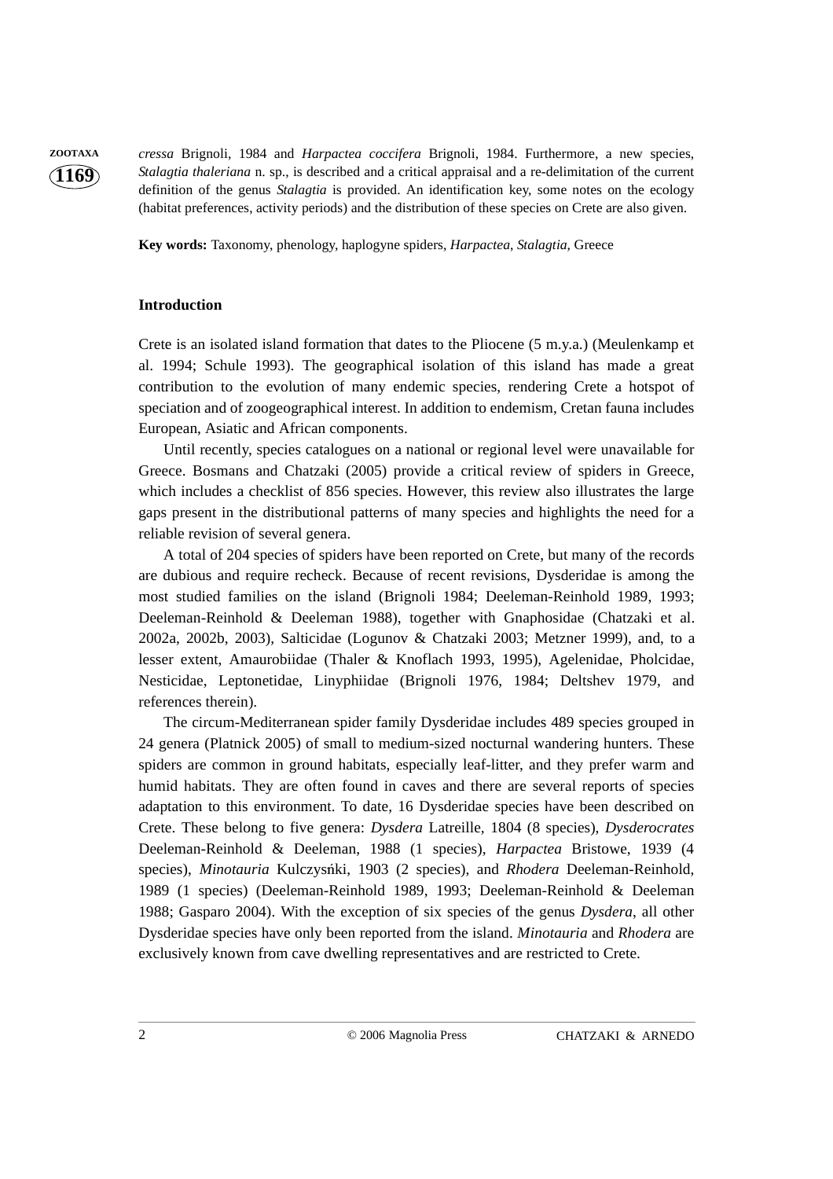*cressa* Brignoli, 1984 and *Harpactea coccifera* Brignoli, 1984. Furthermore, a new species, *Stalagtia thaleriana* n. sp., is described and a critical appraisal and a re-delimitation of the current definition of the genus *Stalagtia* is provided. An identification key, some notes on the ecology (habitat preferences, activity periods) and the distribution of these species on Crete are also given.

**Key words:** Taxonomy, phenology, haplogyne spiders, *Harpactea*, *Stalagtia*, Greece

## Introduction

Crete is an isolated island formation that dates to the Pliocene (5 m.y.a.) (Meulenkamp et al. 1994; Schule 1993). The geographical isolation of this island has made a great contribution to the evolution of many endemic species, rendering Crete a hotspot of speciation and of zoogeographical interest. In addition to endemism, Cretan fauna includes European, Asiatic and African components.

Until recently, species catalogues on a national or regional level were unavailable for Greece. Bosmans and Chatzaki (2005) provide a critical review of spiders in Greece, which includes a checklist of 856 species. However, this review also illustrates the large gaps present in the distributional patterns of many species and highlights the need for a reliable revision of several genera.

A total of 204 species of spiders have been reported on Crete, but many of the records are dubious and require recheck. Because of recent revisions, Dysderidae is among the most studied families on the island (Brignoli 1984; Deeleman-Reinhold 1989, 1993; Deeleman-Reinhold & Deeleman 1988), together with Gnaphosidae (Chatzaki et al. 2002a, 2002b, 2003), Salticidae (Logunov & Chatzaki 2003; Metzner 1999), and, to a lesser extent, Amaurobiidae (Thaler & Knoflach 1993, 1995), Agelenidae, Pholcidae, Nesticidae, Leptonetidae, Linyphiidae (Brignoli 1976, 1984; Deltshev 1979, and references therein).

The circum-Mediterranean spider family Dysderidae includes 489 species grouped in 24 genera (Platnick 2005) of small to medium-sized nocturnal wandering hunters. These spiders are common in ground habitats, especially leaf-litter, and they prefer warm and humid habitats. They are often found in caves and there are several reports of species adaptation to this environment. To date, 16 Dysderidae species have been described on Crete. These belong to five genera: *Dysdera* Latreille, 1804 (8 species), *Dysderocrates* Deeleman-Reinhold & Deeleman, 1988 (1 species), *Harpactea* Bristowe, 1939 (4 species), *Minotauria* Kulczysńki, 1903 (2 species), and *Rhodera* Deeleman-Reinhold, 1989 (1 species) (Deeleman-Reinhold 1989, 1993; Deeleman-Reinhold & Deeleman 1988; Gasparo 2004). With the exception of six species of the genus *Dysdera*, all other Dysderidae species have only been reported from the island. *Minotauria* and *Rhodera* are exclusively known from cave dwelling representatives and are restricted to Crete.